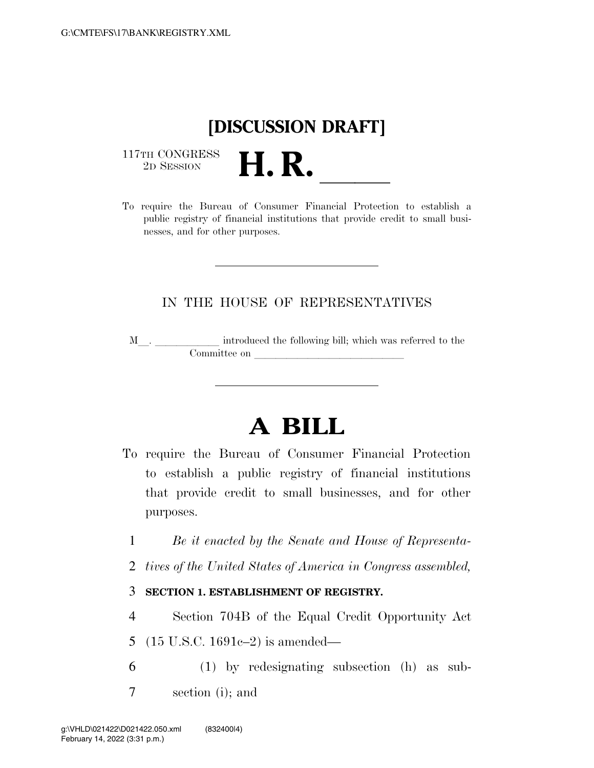# [DISCUSSION DRAFT]

117TH CONGRESS
2D SESSION

# H. R. ______

To require the Bureau of Consumer Financial Protection to establish a public registry of financial institutions that provide credit to small businesses, and for other purposes.

---

IN THE HOUSE OF REPRESENTATIVES

M__. ____________ introduced the following bill; which was referred to the Committee on ____________________________

---

# A BILL

To require the Bureau of Consumer Financial Protection to establish a public registry of financial institutions that provide credit to small businesses, and for other purposes.

*Be it enacted by the Senate and House of Representatives of the United States of America in Congress assembled,*

**SECTION 1. ESTABLISHMENT OF REGISTRY.**

Section 704B of the Equal Credit Opportunity Act (15 U.S.C. 1691c–2) is amended—

(1) by redesignating subsection (h) as subsection (i); and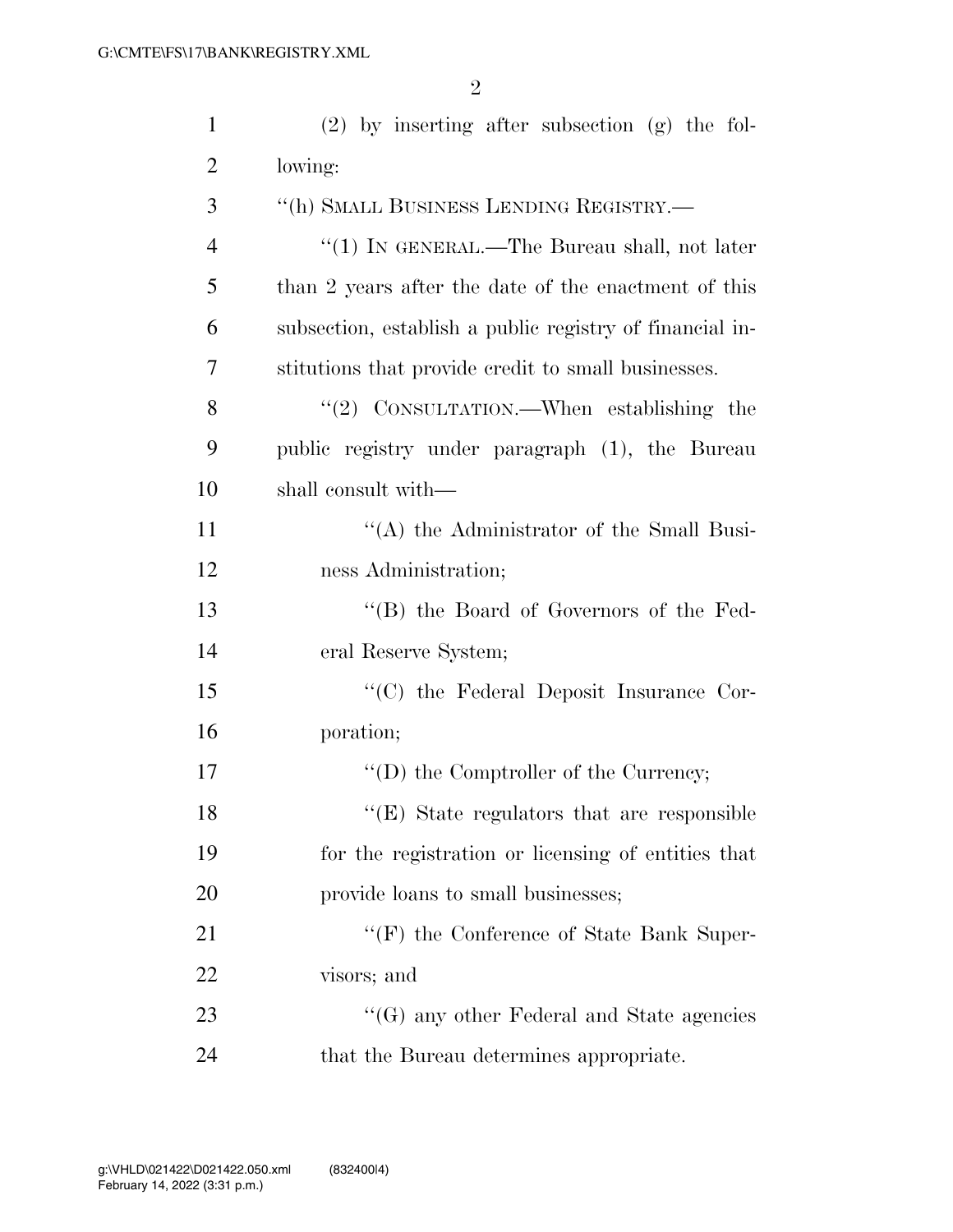(2) by inserting after subsection (g) the following:

"(h) SMALL BUSINESS LENDING REGISTRY.—

"(1) IN GENERAL.—The Bureau shall, not later than 2 years after the date of the enactment of this subsection, establish a public registry of financial institutions that provide credit to small businesses.

"(2) CONSULTATION.—When establishing the public registry under paragraph (1), the Bureau shall consult with—

"(A) the Administrator of the Small Business Administration;

"(B) the Board of Governors of the Federal Reserve System;

"(C) the Federal Deposit Insurance Corporation;

"(D) the Comptroller of the Currency;

"(E) State regulators that are responsible for the registration or licensing of entities that provide loans to small businesses;

"(F) the Conference of State Bank Supervisors; and

"(G) any other Federal and State agencies that the Bureau determines appropriate.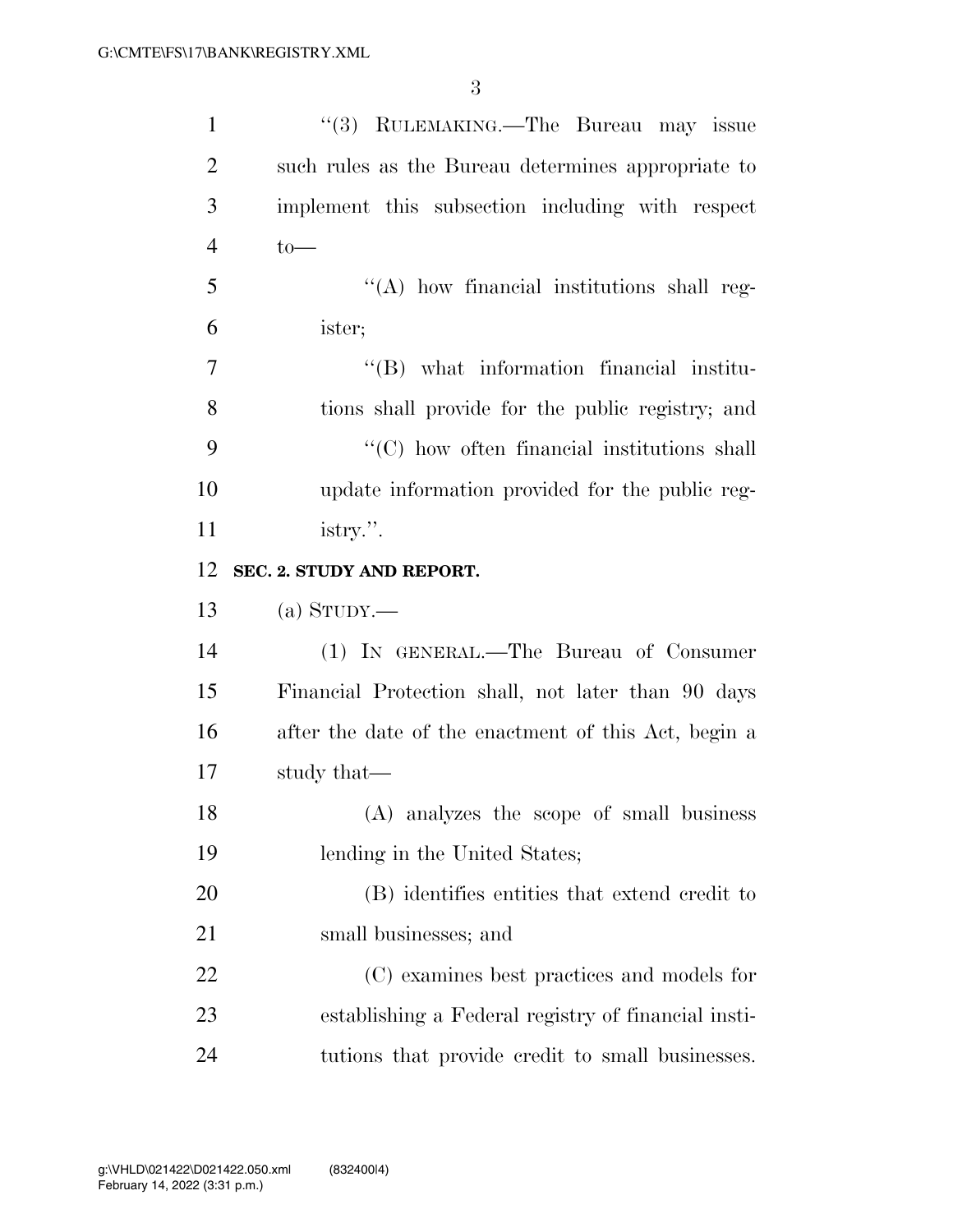"(3) RULEMAKING.—The Bureau may issue such rules as the Bureau determines appropriate to implement this subsection including with respect to—

"(A) how financial institutions shall register;

"(B) what information financial institutions shall provide for the public registry; and

"(C) how often financial institutions shall update information provided for the public registry.".

**SEC. 2. STUDY AND REPORT.**

(a) STUDY.—

(1) IN GENERAL.—The Bureau of Consumer Financial Protection shall, not later than 90 days after the date of the enactment of this Act, begin a study that—

(A) analyzes the scope of small business lending in the United States;

(B) identifies entities that extend credit to small businesses; and

(C) examines best practices and models for establishing a Federal registry of financial institutions that provide credit to small businesses.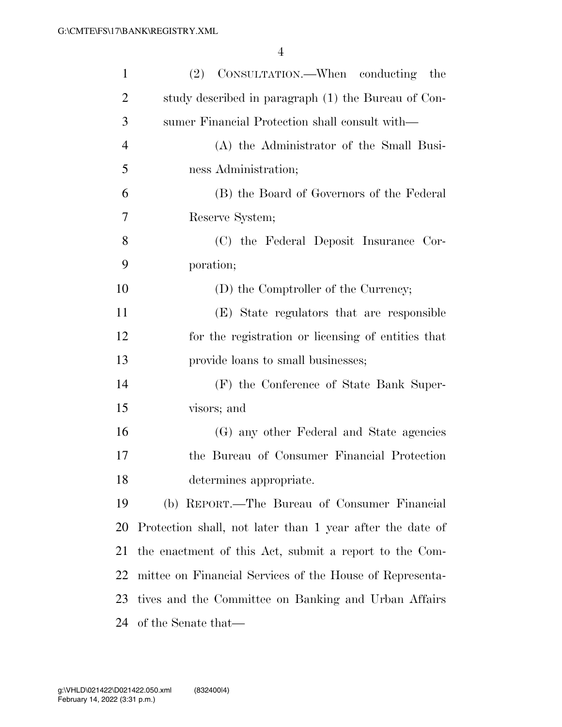(2) CONSULTATION.—When conducting the study described in paragraph (1) the Bureau of Consumer Financial Protection shall consult with—

(A) the Administrator of the Small Business Administration;

(B) the Board of Governors of the Federal Reserve System;

(C) the Federal Deposit Insurance Corporation;

(D) the Comptroller of the Currency;

(E) State regulators that are responsible for the registration or licensing of entities that provide loans to small businesses;

(F) the Conference of State Bank Supervisors; and

(G) any other Federal and State agencies the Bureau of Consumer Financial Protection determines appropriate.

(b) REPORT.—The Bureau of Consumer Financial Protection shall, not later than 1 year after the date of the enactment of this Act, submit a report to the Committee on Financial Services of the House of Representatives and the Committee on Banking and Urban Affairs of the Senate that—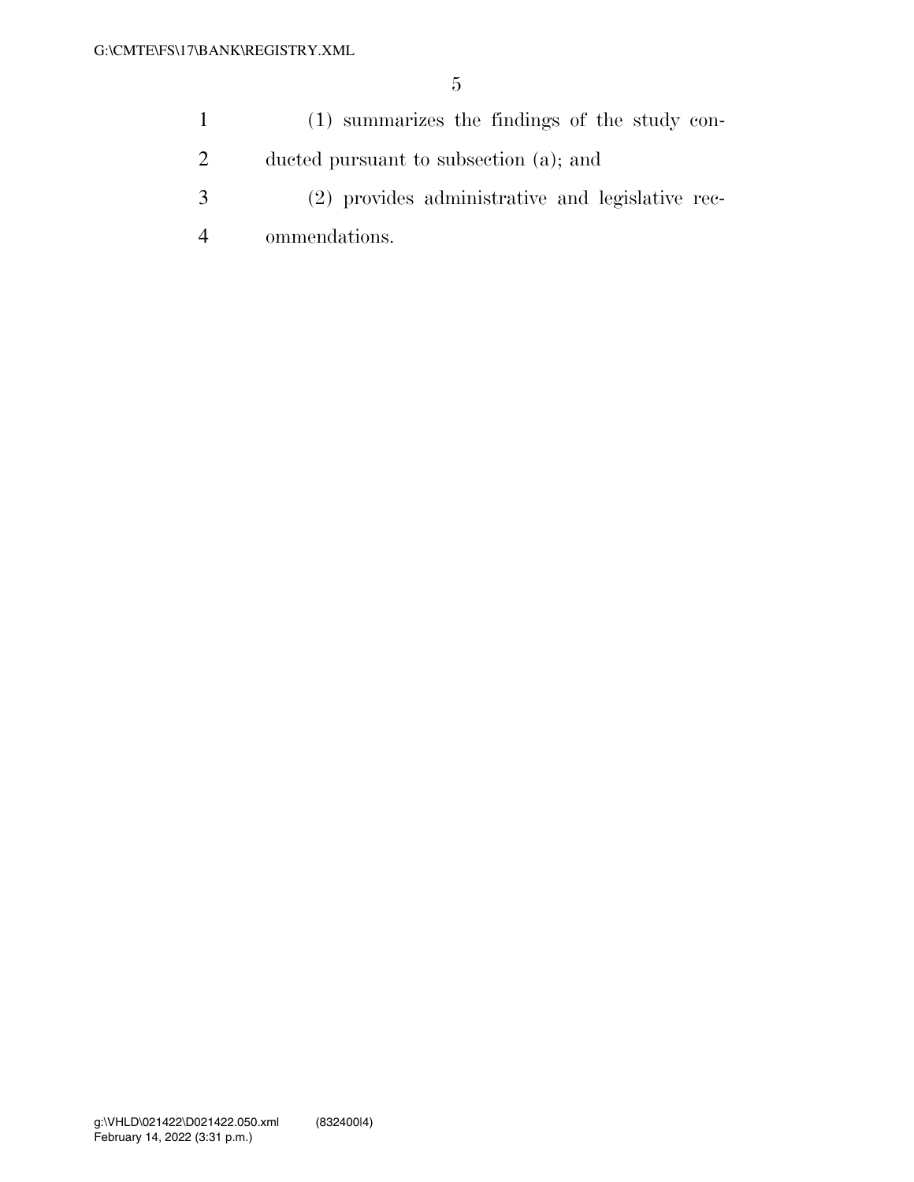(1) summarizes the findings of the study conducted pursuant to subsection (a); and

(2) provides administrative and legislative recommendations.